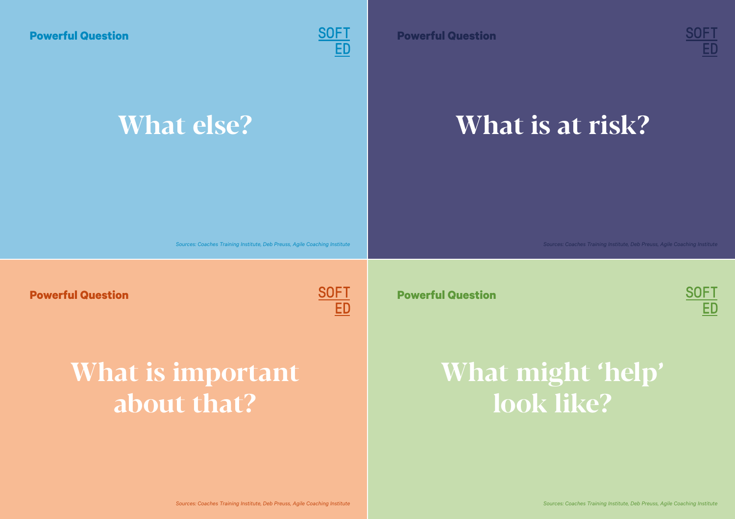**Powerful Question**

SOFT
ED

# What else?

*Sources: Coaches Training Institute, Deb Preuss, Agile Coaching Institute*

**Powerful Question**

SOFT
ED

# What is at risk?

*Sources: Coaches Training Institute, Deb Preuss, Agile Coaching Institute*

**Powerful Question**

SOFT
ED

# What is important about that?

*Sources: Coaches Training Institute, Deb Preuss, Agile Coaching Institute*

**Powerful Question**

SOFT
ED

# What might ‘help’ look like?

*Sources: Coaches Training Institute, Deb Preuss, Agile Coaching Institute*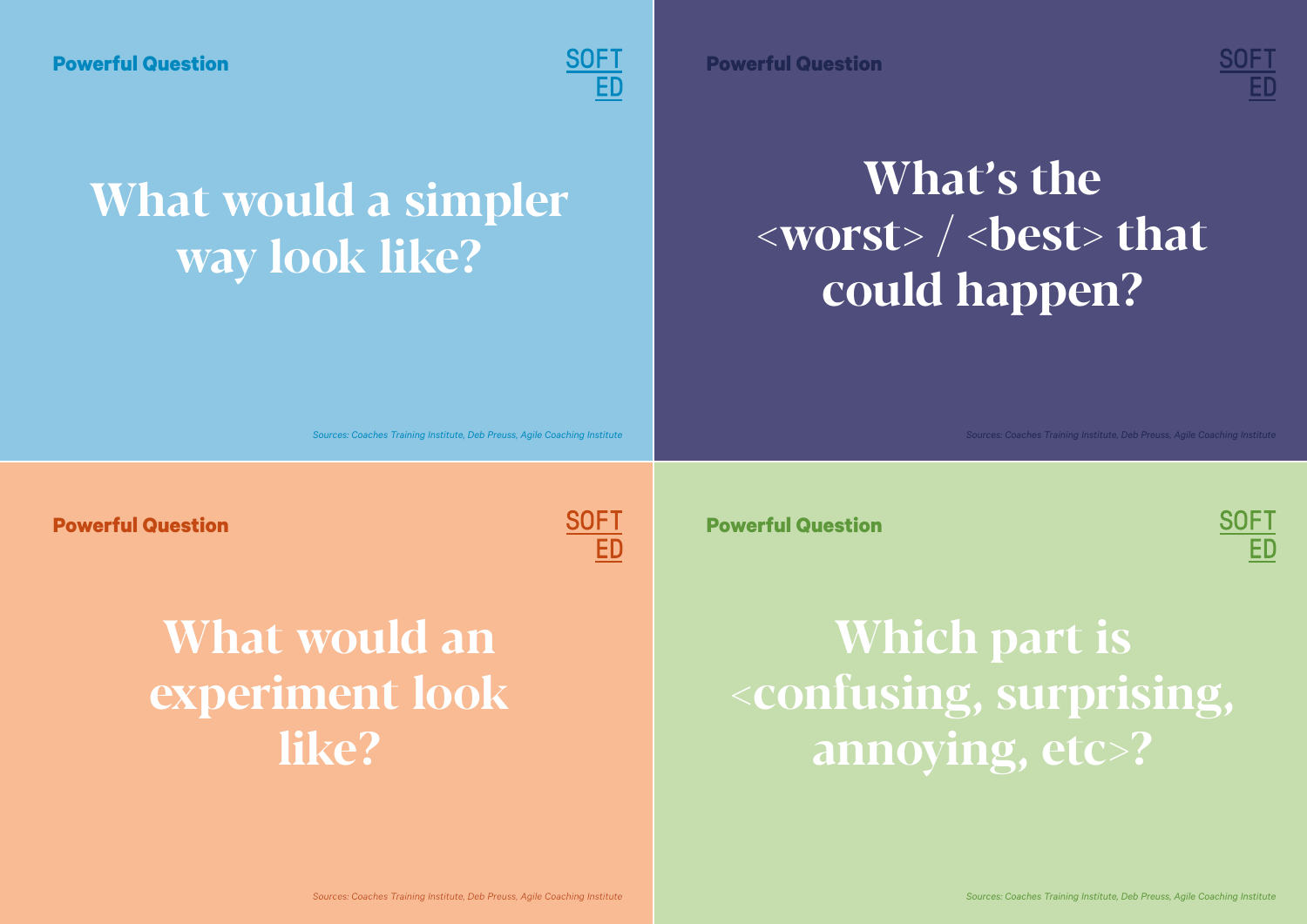**Powerful Question**

SOFT
ED

# What would a simpler way look like?

*Sources: Coaches Training Institute, Deb Preuss, Agile Coaching Institute*

**Powerful Question**

SOFT
ED

# What's the <worst> / <best> that could happen?

*Sources: Coaches Training Institute, Deb Preuss, Agile Coaching Institute*

**Powerful Question**

SOFT
ED

# What would an experiment look like?

*Sources: Coaches Training Institute, Deb Preuss, Agile Coaching Institute*

**Powerful Question**

SOFT
ED

# Which part is <confusing, surprising, annoying, etc>?

*Sources: Coaches Training Institute, Deb Preuss, Agile Coaching Institute*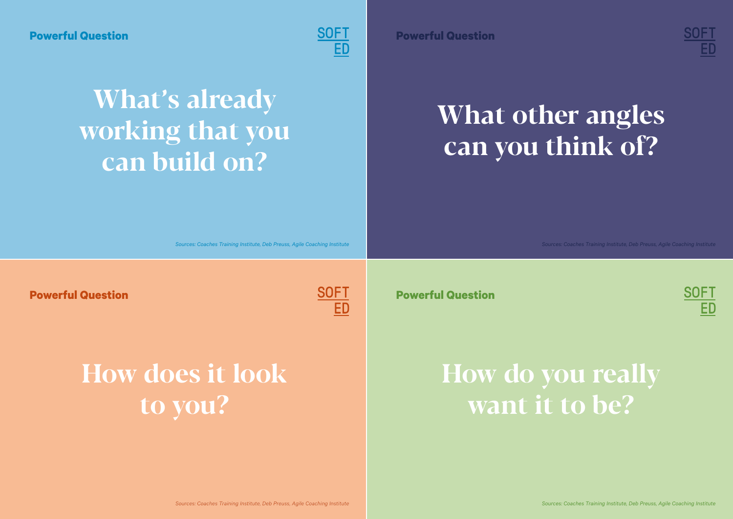**Powerful Question**

SOFT
ED

# What's already working that you can build on?

*Sources: Coaches Training Institute, Deb Preuss, Agile Coaching Institute*

---

**Powerful Question**

SOFT
ED

# What other angles can you think of?

*Sources: Coaches Training Institute, Deb Preuss, Agile Coaching Institute*

---

**Powerful Question**

SOFT
ED

# How does it look to you?

*Sources: Coaches Training Institute, Deb Preuss, Agile Coaching Institute*

---

**Powerful Question**

SOFT
ED

# How do you really want it to be?

*Sources: Coaches Training Institute, Deb Preuss, Agile Coaching Institute*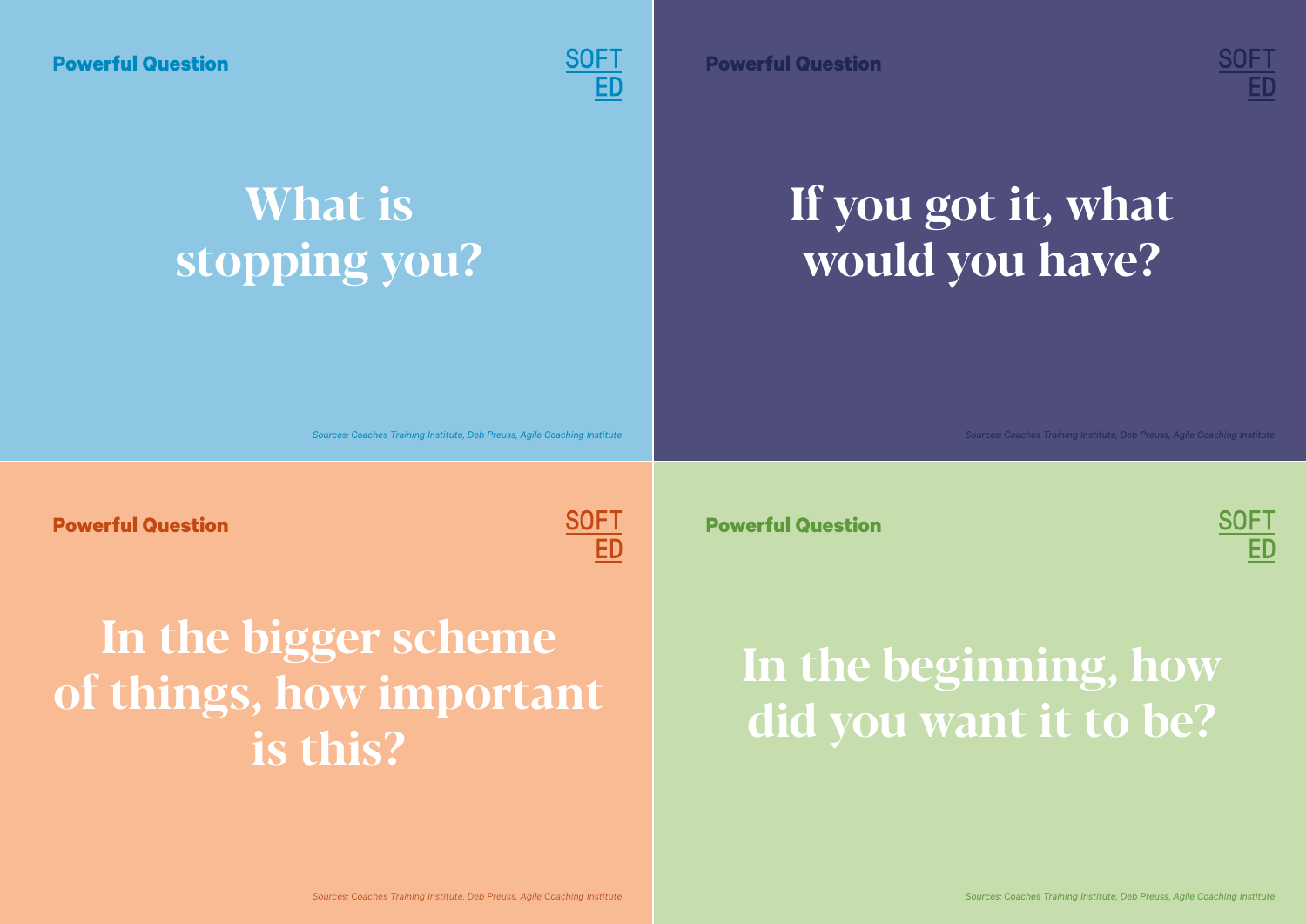**Powerful Question**

SOFT
ED

# What is stopping you?

*Sources: Coaches Training Institute, Deb Preuss, Agile Coaching Institute*

**Powerful Question**

SOFT
ED

# If you got it, what would you have?

*Sources: Coaches Training Institute, Deb Preuss, Agile Coaching Institute*

**Powerful Question**

SOFT
ED

# In the bigger scheme of things, how important is this?

*Sources: Coaches Training Institute, Deb Preuss, Agile Coaching Institute*

**Powerful Question**

SOFT
ED

# In the beginning, how did you want it to be?

*Sources: Coaches Training Institute, Deb Preuss, Agile Coaching Institute*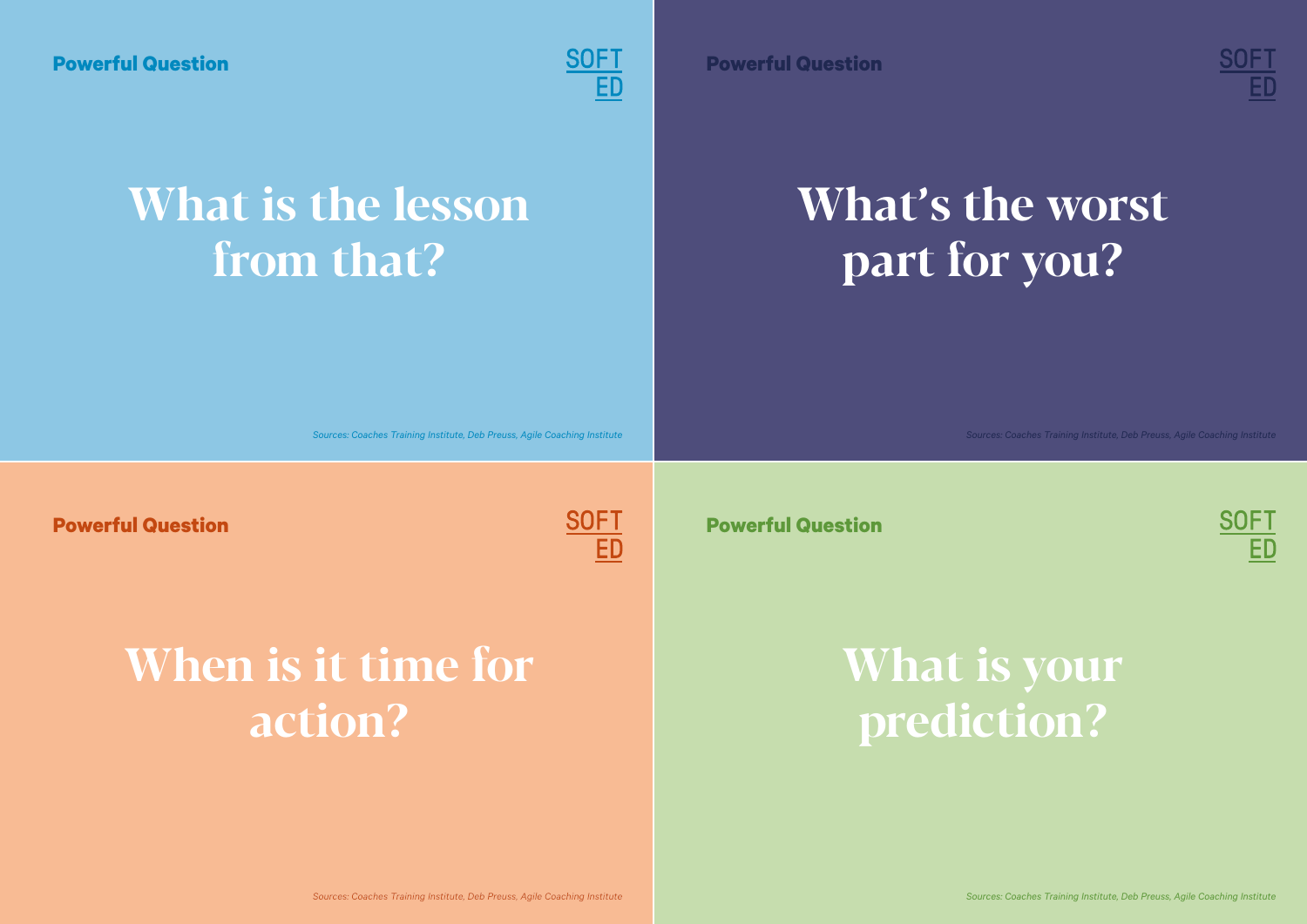**Powerful Question**

SOFT
ED

# What is the lesson from that?

*Sources: Coaches Training Institute, Deb Preuss, Agile Coaching Institute*

**Powerful Question**

SOFT
ED

# What's the worst part for you?

*Sources: Coaches Training Institute, Deb Preuss, Agile Coaching Institute*

**Powerful Question**

SOFT
ED

# When is it time for action?

*Sources: Coaches Training Institute, Deb Preuss, Agile Coaching Institute*

**Powerful Question**

SOFT
ED

# What is your prediction?

*Sources: Coaches Training Institute, Deb Preuss, Agile Coaching Institute*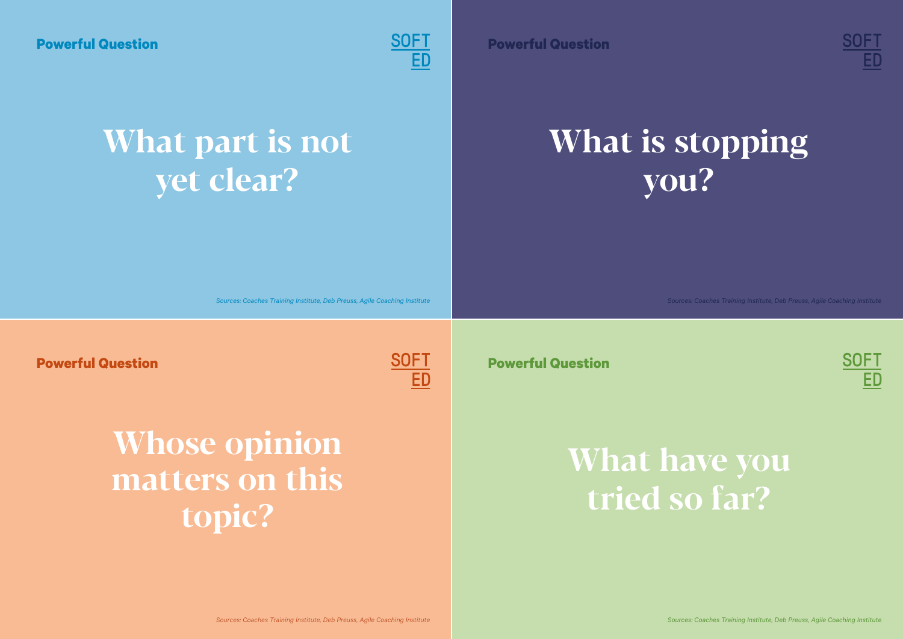Powerful Question

SOFT
ED

# What part is not yet clear?

*Sources: Coaches Training Institute, Deb Preuss, Agile Coaching Institute*

Powerful Question

SOFT
ED

# What is stopping you?

*Sources: Coaches Training Institute, Deb Preuss, Agile Coaching Institute*

Powerful Question

SOFT
ED

# Whose opinion matters on this topic?

*Sources: Coaches Training Institute, Deb Preuss, Agile Coaching Institute*

Powerful Question

SOFT
ED

# What have you tried so far?

*Sources: Coaches Training Institute, Deb Preuss, Agile Coaching Institute*